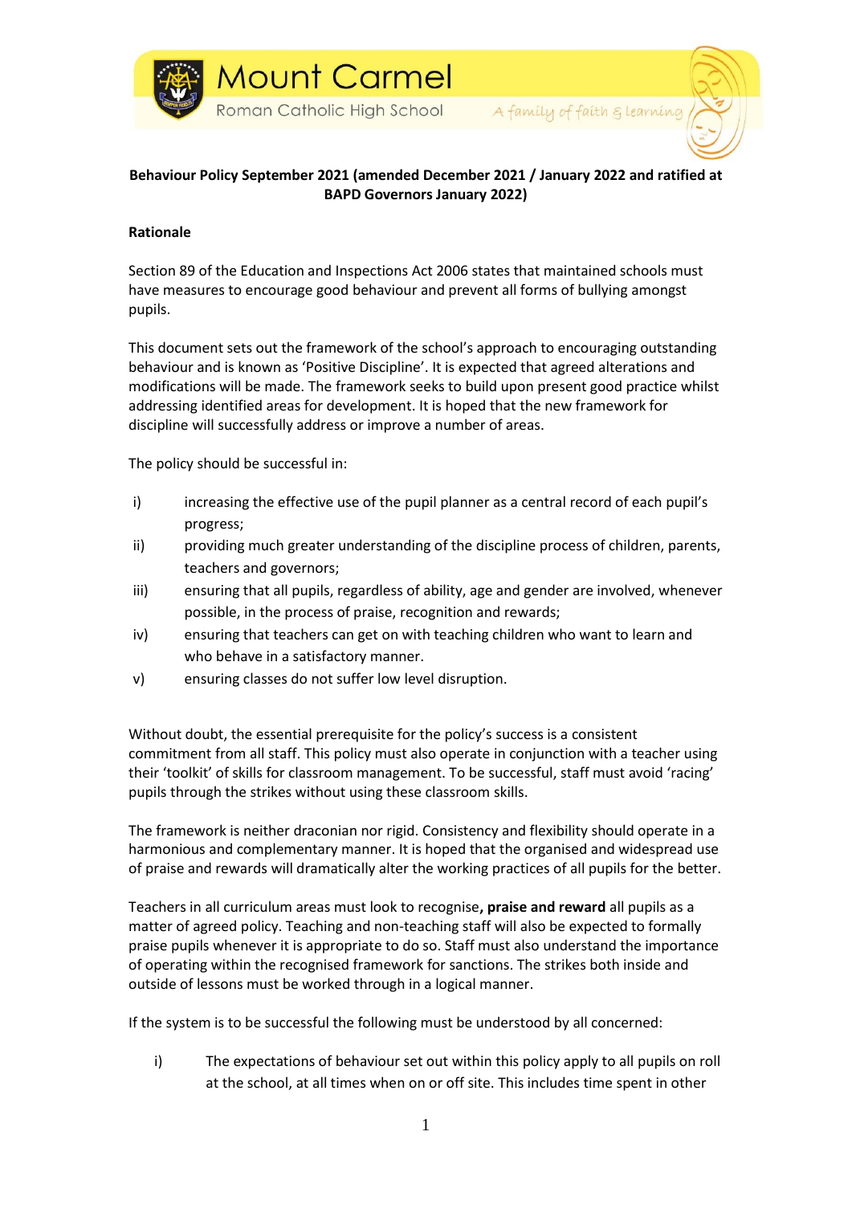Mount Carmel
Roman Catholic High School
A family of faith & learning

**Behaviour Policy September 2021 (amended December 2021 / January 2022 and ratified at BAPD Governors January 2022)**

**Rationale**

Section 89 of the Education and Inspections Act 2006 states that maintained schools must have measures to encourage good behaviour and prevent all forms of bullying amongst pupils.

This document sets out the framework of the school's approach to encouraging outstanding behaviour and is known as 'Positive Discipline'. It is expected that agreed alterations and modifications will be made. The framework seeks to build upon present good practice whilst addressing identified areas for development. It is hoped that the new framework for discipline will successfully address or improve a number of areas.

The policy should be successful in:

i) increasing the effective use of the pupil planner as a central record of each pupil's progress;
ii) providing much greater understanding of the discipline process of children, parents, teachers and governors;
iii) ensuring that all pupils, regardless of ability, age and gender are involved, whenever possible, in the process of praise, recognition and rewards;
iv) ensuring that teachers can get on with teaching children who want to learn and who behave in a satisfactory manner.
v) ensuring classes do not suffer low level disruption.

Without doubt, the essential prerequisite for the policy's success is a consistent commitment from all staff. This policy must also operate in conjunction with a teacher using their 'toolkit' of skills for classroom management. To be successful, staff must avoid 'racing' pupils through the strikes without using these classroom skills.

The framework is neither draconian nor rigid. Consistency and flexibility should operate in a harmonious and complementary manner. It is hoped that the organised and widespread use of praise and rewards will dramatically alter the working practices of all pupils for the better.

Teachers in all curriculum areas must look to recognise**, praise and reward** all pupils as a matter of agreed policy. Teaching and non-teaching staff will also be expected to formally praise pupils whenever it is appropriate to do so. Staff must also understand the importance of operating within the recognised framework for sanctions. The strikes both inside and outside of lessons must be worked through in a logical manner.

If the system is to be successful the following must be understood by all concerned:

i) The expectations of behaviour set out within this policy apply to all pupils on roll at the school, at all times when on or off site. This includes time spent in other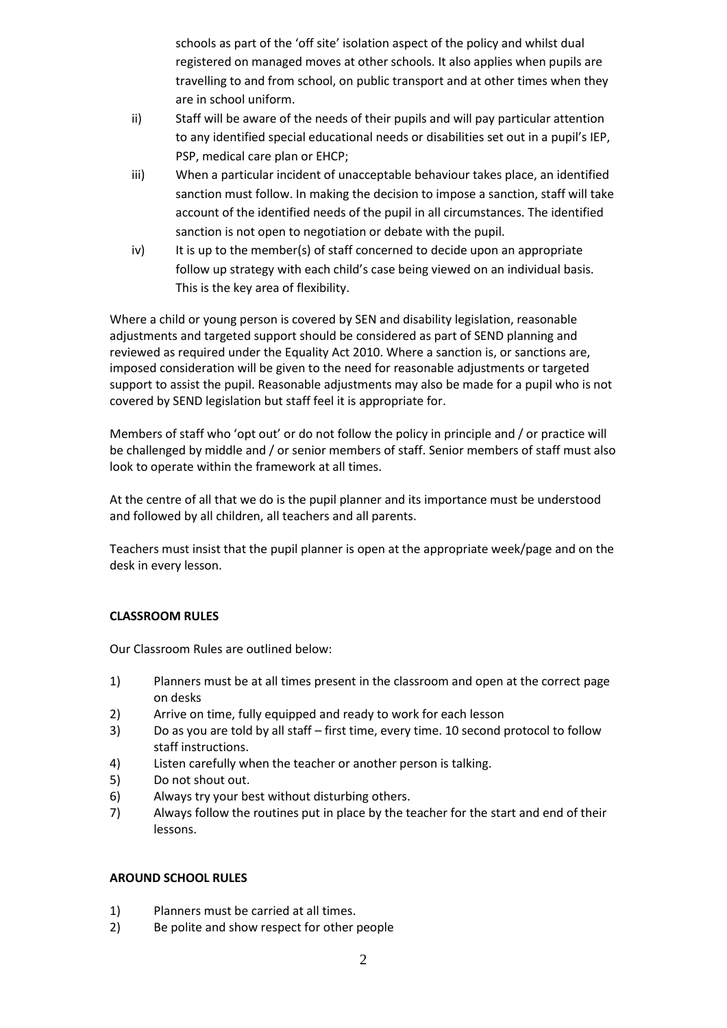schools as part of the 'off site' isolation aspect of the policy and whilst dual registered on managed moves at other schools. It also applies when pupils are travelling to and from school, on public transport and at other times when they are in school uniform.

ii) Staff will be aware of the needs of their pupils and will pay particular attention to any identified special educational needs or disabilities set out in a pupil's IEP, PSP, medical care plan or EHCP;

iii) When a particular incident of unacceptable behaviour takes place, an identified sanction must follow. In making the decision to impose a sanction, staff will take account of the identified needs of the pupil in all circumstances. The identified sanction is not open to negotiation or debate with the pupil.

iv) It is up to the member(s) of staff concerned to decide upon an appropriate follow up strategy with each child's case being viewed on an individual basis. This is the key area of flexibility.

Where a child or young person is covered by SEN and disability legislation, reasonable adjustments and targeted support should be considered as part of SEND planning and reviewed as required under the Equality Act 2010. Where a sanction is, or sanctions are, imposed consideration will be given to the need for reasonable adjustments or targeted support to assist the pupil. Reasonable adjustments may also be made for a pupil who is not covered by SEND legislation but staff feel it is appropriate for.

Members of staff who 'opt out' or do not follow the policy in principle and / or practice will be challenged by middle and / or senior members of staff. Senior members of staff must also look to operate within the framework at all times.

At the centre of all that we do is the pupil planner and its importance must be understood and followed by all children, all teachers and all parents.

Teachers must insist that the pupil planner is open at the appropriate week/page and on the desk in every lesson.

**CLASSROOM RULES**

Our Classroom Rules are outlined below:

1) Planners must be at all times present in the classroom and open at the correct page on desks
2) Arrive on time, fully equipped and ready to work for each lesson
3) Do as you are told by all staff – first time, every time. 10 second protocol to follow staff instructions.
4) Listen carefully when the teacher or another person is talking.
5) Do not shout out.
6) Always try your best without disturbing others.
7) Always follow the routines put in place by the teacher for the start and end of their lessons.

**AROUND SCHOOL RULES**

1) Planners must be carried at all times.
2) Be polite and show respect for other people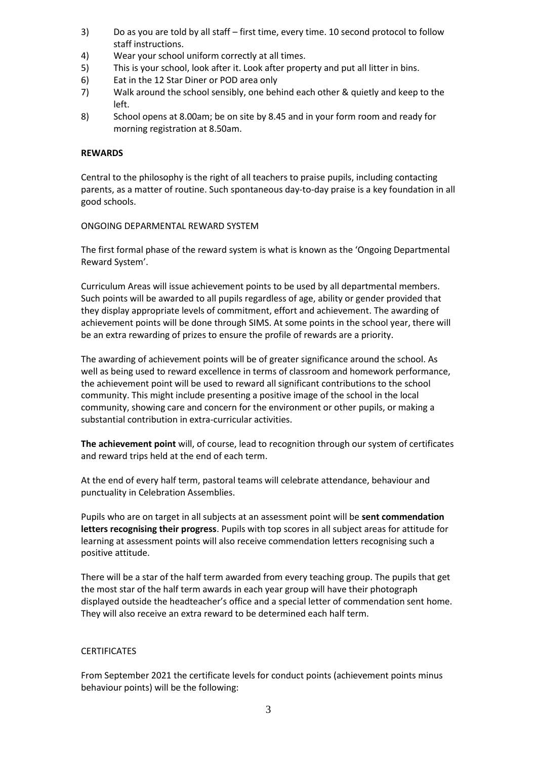3) Do as you are told by all staff – first time, every time. 10 second protocol to follow staff instructions.
4) Wear your school uniform correctly at all times.
5) This is your school, look after it. Look after property and put all litter in bins.
6) Eat in the 12 Star Diner or POD area only
7) Walk around the school sensibly, one behind each other & quietly and keep to the left.
8) School opens at 8.00am; be on site by 8.45 and in your form room and ready for morning registration at 8.50am.

**REWARDS**

Central to the philosophy is the right of all teachers to praise pupils, including contacting parents, as a matter of routine. Such spontaneous day-to-day praise is a key foundation in all good schools.

ONGOING DEPARMENTAL REWARD SYSTEM

The first formal phase of the reward system is what is known as the 'Ongoing Departmental Reward System'.

Curriculum Areas will issue achievement points to be used by all departmental members. Such points will be awarded to all pupils regardless of age, ability or gender provided that they display appropriate levels of commitment, effort and achievement. The awarding of achievement points will be done through SIMS. At some points in the school year, there will be an extra rewarding of prizes to ensure the profile of rewards are a priority.

The awarding of achievement points will be of greater significance around the school. As well as being used to reward excellence in terms of classroom and homework performance, the achievement point will be used to reward all significant contributions to the school community. This might include presenting a positive image of the school in the local community, showing care and concern for the environment or other pupils, or making a substantial contribution in extra-curricular activities.

**The achievement point** will, of course, lead to recognition through our system of certificates and reward trips held at the end of each term.

At the end of every half term, pastoral teams will celebrate attendance, behaviour and punctuality in Celebration Assemblies.

Pupils who are on target in all subjects at an assessment point will be **sent commendation letters recognising their progress**. Pupils with top scores in all subject areas for attitude for learning at assessment points will also receive commendation letters recognising such a positive attitude.

There will be a star of the half term awarded from every teaching group. The pupils that get the most star of the half term awards in each year group will have their photograph displayed outside the headteacher's office and a special letter of commendation sent home. They will also receive an extra reward to be determined each half term.

CERTIFICATES

From September 2021 the certificate levels for conduct points (achievement points minus behaviour points) will be the following: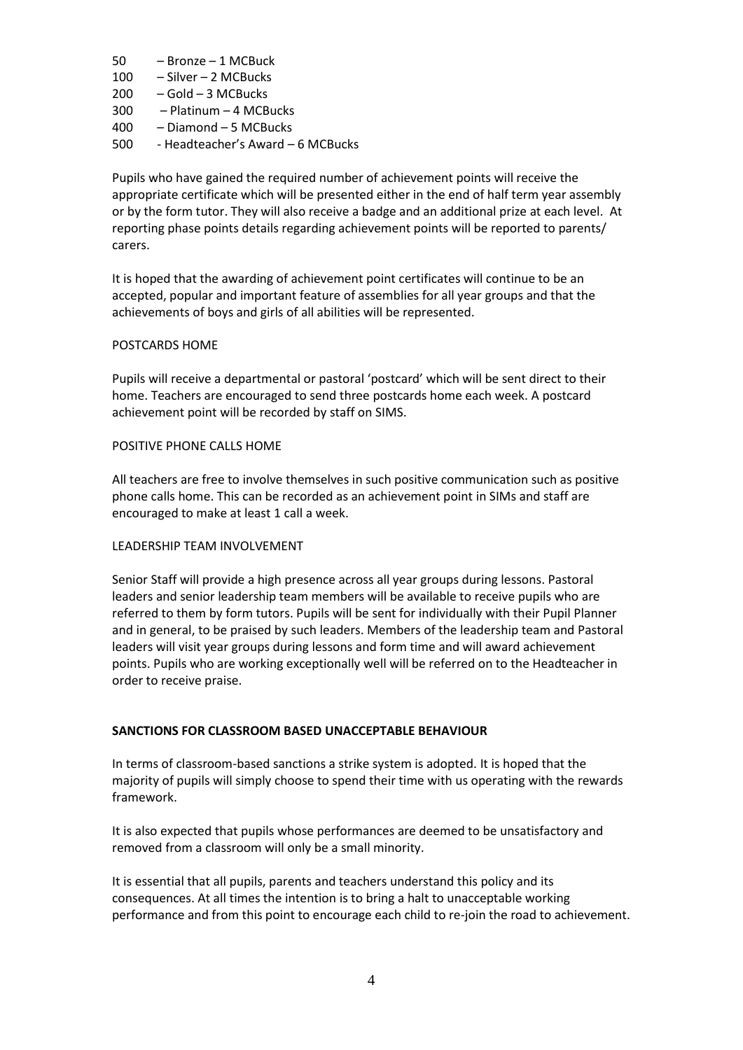50 – Bronze – 1 MCBuck
100 – Silver – 2 MCBucks
200 – Gold – 3 MCBucks
300 – Platinum – 4 MCBucks
400 – Diamond – 5 MCBucks
500 - Headteacher's Award – 6 MCBucks

Pupils who have gained the required number of achievement points will receive the appropriate certificate which will be presented either in the end of half term year assembly or by the form tutor. They will also receive a badge and an additional prize at each level. At reporting phase points details regarding achievement points will be reported to parents/ carers.

It is hoped that the awarding of achievement point certificates will continue to be an accepted, popular and important feature of assemblies for all year groups and that the achievements of boys and girls of all abilities will be represented.

POSTCARDS HOME

Pupils will receive a departmental or pastoral 'postcard' which will be sent direct to their home. Teachers are encouraged to send three postcards home each week. A postcard achievement point will be recorded by staff on SIMS.

POSITIVE PHONE CALLS HOME

All teachers are free to involve themselves in such positive communication such as positive phone calls home. This can be recorded as an achievement point in SIMs and staff are encouraged to make at least 1 call a week.

LEADERSHIP TEAM INVOLVEMENT

Senior Staff will provide a high presence across all year groups during lessons. Pastoral leaders and senior leadership team members will be available to receive pupils who are referred to them by form tutors. Pupils will be sent for individually with their Pupil Planner and in general, to be praised by such leaders. Members of the leadership team and Pastoral leaders will visit year groups during lessons and form time and will award achievement points. Pupils who are working exceptionally well will be referred on to the Headteacher in order to receive praise.

**SANCTIONS FOR CLASSROOM BASED UNACCEPTABLE BEHAVIOUR**

In terms of classroom-based sanctions a strike system is adopted. It is hoped that the majority of pupils will simply choose to spend their time with us operating with the rewards framework.

It is also expected that pupils whose performances are deemed to be unsatisfactory and removed from a classroom will only be a small minority.

It is essential that all pupils, parents and teachers understand this policy and its consequences. At all times the intention is to bring a halt to unacceptable working performance and from this point to encourage each child to re-join the road to achievement.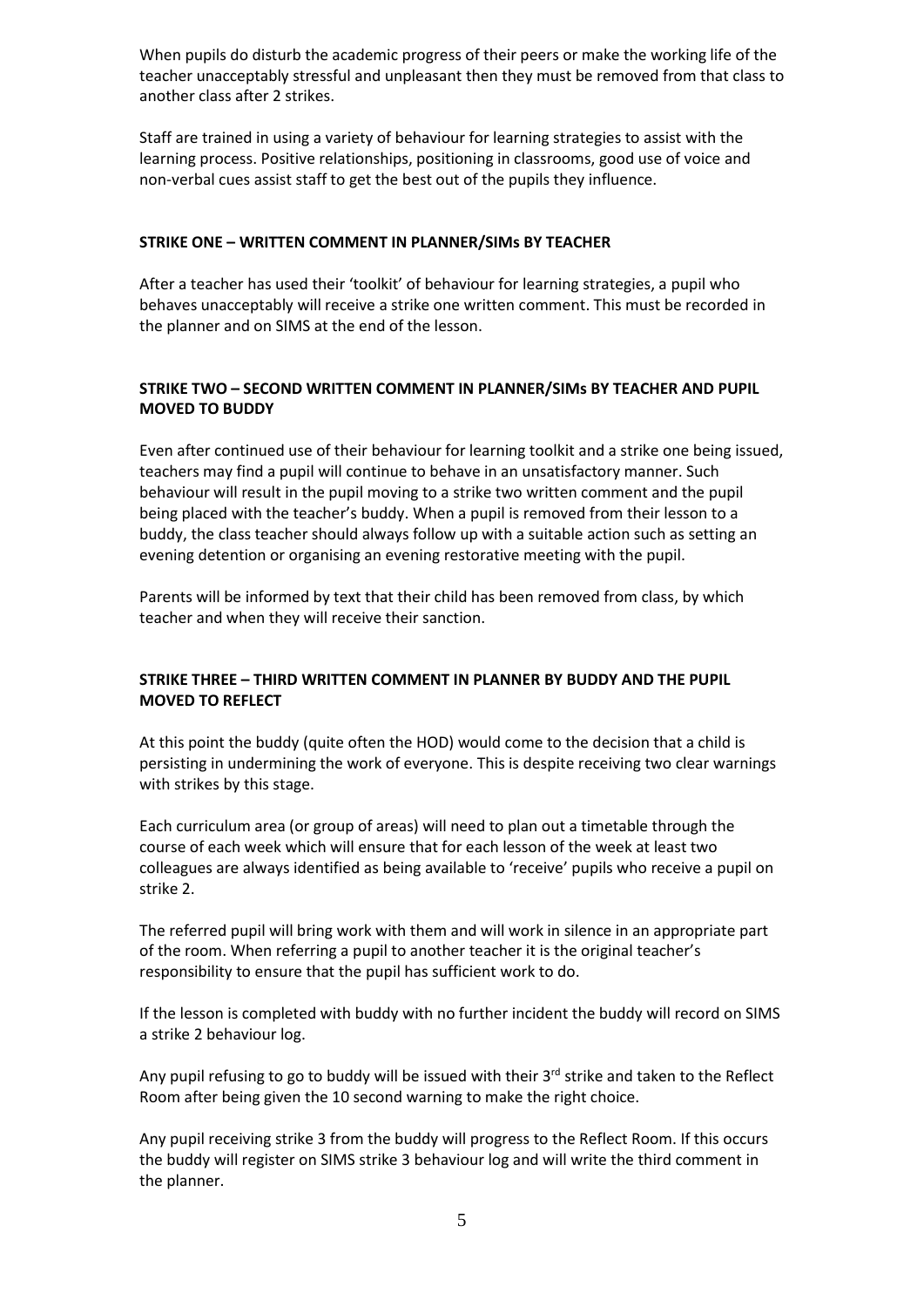When pupils do disturb the academic progress of their peers or make the working life of the teacher unacceptably stressful and unpleasant then they must be removed from that class to another class after 2 strikes.

Staff are trained in using a variety of behaviour for learning strategies to assist with the learning process. Positive relationships, positioning in classrooms, good use of voice and non-verbal cues assist staff to get the best out of the pupils they influence.

**STRIKE ONE – WRITTEN COMMENT IN PLANNER/SIMs BY TEACHER**

After a teacher has used their 'toolkit' of behaviour for learning strategies, a pupil who behaves unacceptably will receive a strike one written comment. This must be recorded in the planner and on SIMS at the end of the lesson.

**STRIKE TWO – SECOND WRITTEN COMMENT IN PLANNER/SIMs BY TEACHER AND PUPIL MOVED TO BUDDY**

Even after continued use of their behaviour for learning toolkit and a strike one being issued, teachers may find a pupil will continue to behave in an unsatisfactory manner. Such behaviour will result in the pupil moving to a strike two written comment and the pupil being placed with the teacher's buddy. When a pupil is removed from their lesson to a buddy, the class teacher should always follow up with a suitable action such as setting an evening detention or organising an evening restorative meeting with the pupil.

Parents will be informed by text that their child has been removed from class, by which teacher and when they will receive their sanction.

**STRIKE THREE – THIRD WRITTEN COMMENT IN PLANNER BY BUDDY AND THE PUPIL MOVED TO REFLECT**

At this point the buddy (quite often the HOD) would come to the decision that a child is persisting in undermining the work of everyone. This is despite receiving two clear warnings with strikes by this stage.

Each curriculum area (or group of areas) will need to plan out a timetable through the course of each week which will ensure that for each lesson of the week at least two colleagues are always identified as being available to 'receive' pupils who receive a pupil on strike 2.

The referred pupil will bring work with them and will work in silence in an appropriate part of the room. When referring a pupil to another teacher it is the original teacher's responsibility to ensure that the pupil has sufficient work to do.

If the lesson is completed with buddy with no further incident the buddy will record on SIMS a strike 2 behaviour log.

Any pupil refusing to go to buddy will be issued with their 3rd strike and taken to the Reflect Room after being given the 10 second warning to make the right choice.

Any pupil receiving strike 3 from the buddy will progress to the Reflect Room. If this occurs the buddy will register on SIMS strike 3 behaviour log and will write the third comment in the planner.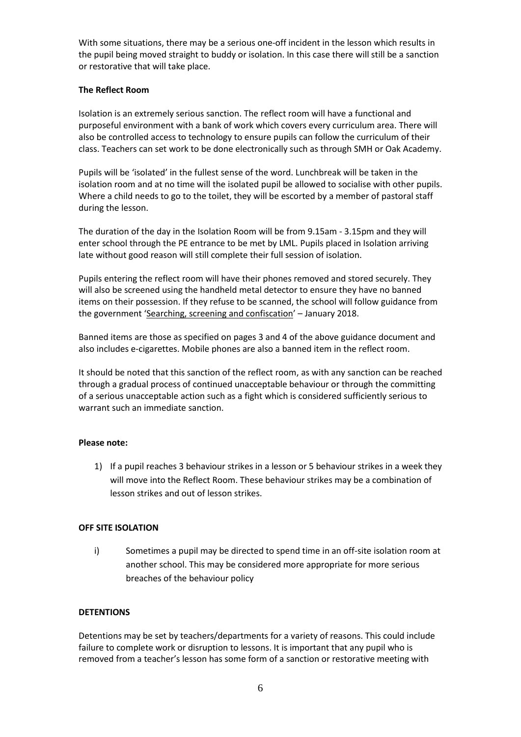With some situations, there may be a serious one-off incident in the lesson which results in the pupil being moved straight to buddy or isolation. In this case there will still be a sanction or restorative that will take place.

**The Reflect Room**

Isolation is an extremely serious sanction. The reflect room will have a functional and purposeful environment with a bank of work which covers every curriculum area. There will also be controlled access to technology to ensure pupils can follow the curriculum of their class. Teachers can set work to be done electronically such as through SMH or Oak Academy.

Pupils will be 'isolated' in the fullest sense of the word. Lunchbreak will be taken in the isolation room and at no time will the isolated pupil be allowed to socialise with other pupils. Where a child needs to go to the toilet, they will be escorted by a member of pastoral staff during the lesson.

The duration of the day in the Isolation Room will be from 9.15am - 3.15pm and they will enter school through the PE entrance to be met by LML. Pupils placed in Isolation arriving late without good reason will still complete their full session of isolation.

Pupils entering the reflect room will have their phones removed and stored securely. They will also be screened using the handheld metal detector to ensure they have no banned items on their possession. If they refuse to be scanned, the school will follow guidance from the government 'Searching, screening and confiscation' – January 2018.

Banned items are those as specified on pages 3 and 4 of the above guidance document and also includes e-cigarettes. Mobile phones are also a banned item in the reflect room.

It should be noted that this sanction of the reflect room, as with any sanction can be reached through a gradual process of continued unacceptable behaviour or through the committing of a serious unacceptable action such as a fight which is considered sufficiently serious to warrant such an immediate sanction.

**Please note:**

1) If a pupil reaches 3 behaviour strikes in a lesson or 5 behaviour strikes in a week they will move into the Reflect Room. These behaviour strikes may be a combination of lesson strikes and out of lesson strikes.

**OFF SITE ISOLATION**

i) Sometimes a pupil may be directed to spend time in an off-site isolation room at another school. This may be considered more appropriate for more serious breaches of the behaviour policy

**DETENTIONS**

Detentions may be set by teachers/departments for a variety of reasons. This could include failure to complete work or disruption to lessons. It is important that any pupil who is removed from a teacher's lesson has some form of a sanction or restorative meeting with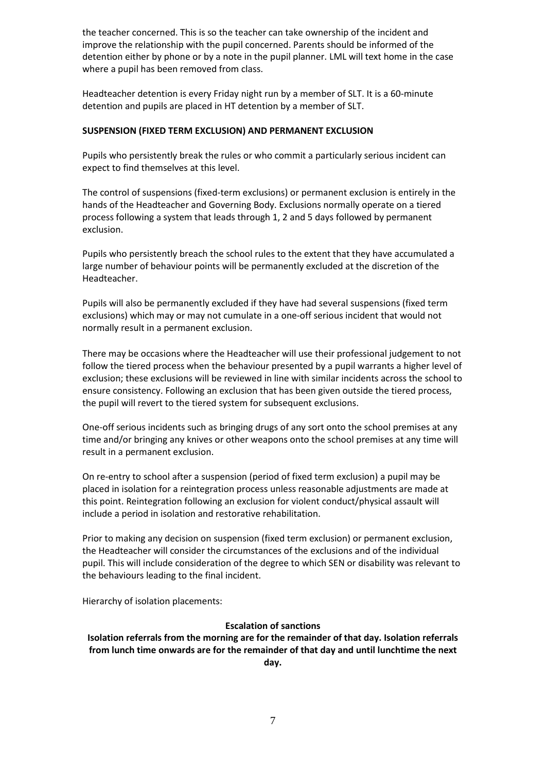the teacher concerned. This is so the teacher can take ownership of the incident and improve the relationship with the pupil concerned. Parents should be informed of the detention either by phone or by a note in the pupil planner. LML will text home in the case where a pupil has been removed from class.

Headteacher detention is every Friday night run by a member of SLT. It is a 60-minute detention and pupils are placed in HT detention by a member of SLT.

**SUSPENSION (FIXED TERM EXCLUSION) AND PERMANENT EXCLUSION**

Pupils who persistently break the rules or who commit a particularly serious incident can expect to find themselves at this level.

The control of suspensions (fixed-term exclusions) or permanent exclusion is entirely in the hands of the Headteacher and Governing Body. Exclusions normally operate on a tiered process following a system that leads through 1, 2 and 5 days followed by permanent exclusion.

Pupils who persistently breach the school rules to the extent that they have accumulated a large number of behaviour points will be permanently excluded at the discretion of the Headteacher.

Pupils will also be permanently excluded if they have had several suspensions (fixed term exclusions) which may or may not cumulate in a one-off serious incident that would not normally result in a permanent exclusion.

There may be occasions where the Headteacher will use their professional judgement to not follow the tiered process when the behaviour presented by a pupil warrants a higher level of exclusion; these exclusions will be reviewed in line with similar incidents across the school to ensure consistency. Following an exclusion that has been given outside the tiered process, the pupil will revert to the tiered system for subsequent exclusions.

One-off serious incidents such as bringing drugs of any sort onto the school premises at any time and/or bringing any knives or other weapons onto the school premises at any time will result in a permanent exclusion.

On re-entry to school after a suspension (period of fixed term exclusion) a pupil may be placed in isolation for a reintegration process unless reasonable adjustments are made at this point. Reintegration following an exclusion for violent conduct/physical assault will include a period in isolation and restorative rehabilitation.

Prior to making any decision on suspension (fixed term exclusion) or permanent exclusion, the Headteacher will consider the circumstances of the exclusions and of the individual pupil. This will include consideration of the degree to which SEN or disability was relevant to the behaviours leading to the final incident.

Hierarchy of isolation placements:

**Escalation of sanctions**

**Isolation referrals from the morning are for the remainder of that day. Isolation referrals from lunch time onwards are for the remainder of that day and until lunchtime the next day.**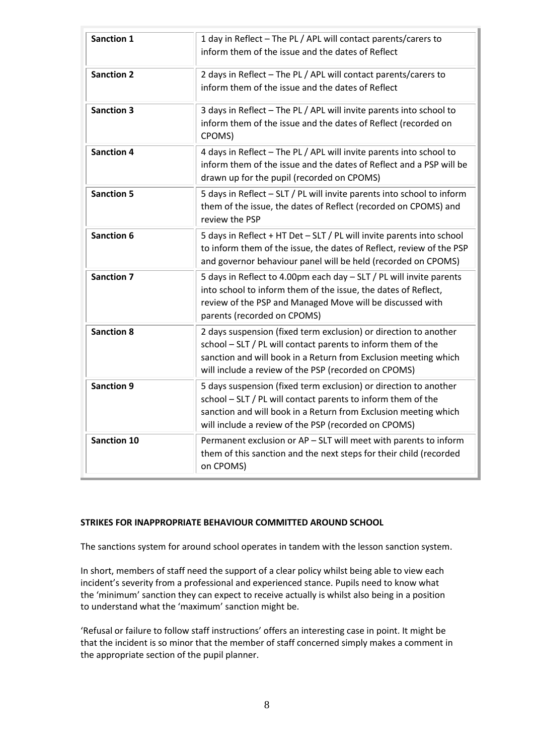| Sanction | Description |
| --- | --- |
| **Sanction 1** | 1 day in Reflect – The PL / APL will contact parents/carers to inform them of the issue and the dates of Reflect |
| **Sanction 2** | 2 days in Reflect – The PL / APL will contact parents/carers to inform them of the issue and the dates of Reflect |
| **Sanction 3** | 3 days in Reflect – The PL / APL will invite parents into school to inform them of the issue and the dates of Reflect (recorded on CPOMS) |
| **Sanction 4** | 4 days in Reflect – The PL / APL will invite parents into school to inform them of the issue and the dates of Reflect and a PSP will be drawn up for the pupil (recorded on CPOMS) |
| **Sanction 5** | 5 days in Reflect – SLT / PL will invite parents into school to inform them of the issue, the dates of Reflect (recorded on CPOMS) and review the PSP |
| **Sanction 6** | 5 days in Reflect + HT Det – SLT / PL will invite parents into school to inform them of the issue, the dates of Reflect, review of the PSP and governor behaviour panel will be held (recorded on CPOMS) |
| **Sanction 7** | 5 days in Reflect to 4.00pm each day – SLT / PL will invite parents into school to inform them of the issue, the dates of Reflect, review of the PSP and Managed Move will be discussed with parents (recorded on CPOMS) |
| **Sanction 8** | 2 days suspension (fixed term exclusion) or direction to another school – SLT / PL will contact parents to inform them of the sanction and will book in a Return from Exclusion meeting which will include a review of the PSP (recorded on CPOMS) |
| **Sanction 9** | 5 days suspension (fixed term exclusion) or direction to another school – SLT / PL will contact parents to inform them of the sanction and will book in a Return from Exclusion meeting which will include a review of the PSP (recorded on CPOMS) |
| **Sanction 10** | Permanent exclusion or AP – SLT will meet with parents to inform them of this sanction and the next steps for their child (recorded on CPOMS) |

**STRIKES FOR INAPPROPRIATE BEHAVIOUR COMMITTED AROUND SCHOOL**

The sanctions system for around school operates in tandem with the lesson sanction system.

In short, members of staff need the support of a clear policy whilst being able to view each incident's severity from a professional and experienced stance. Pupils need to know what the 'minimum' sanction they can expect to receive actually is whilst also being in a position to understand what the 'maximum' sanction might be.

'Refusal or failure to follow staff instructions' offers an interesting case in point. It might be that the incident is so minor that the member of staff concerned simply makes a comment in the appropriate section of the pupil planner.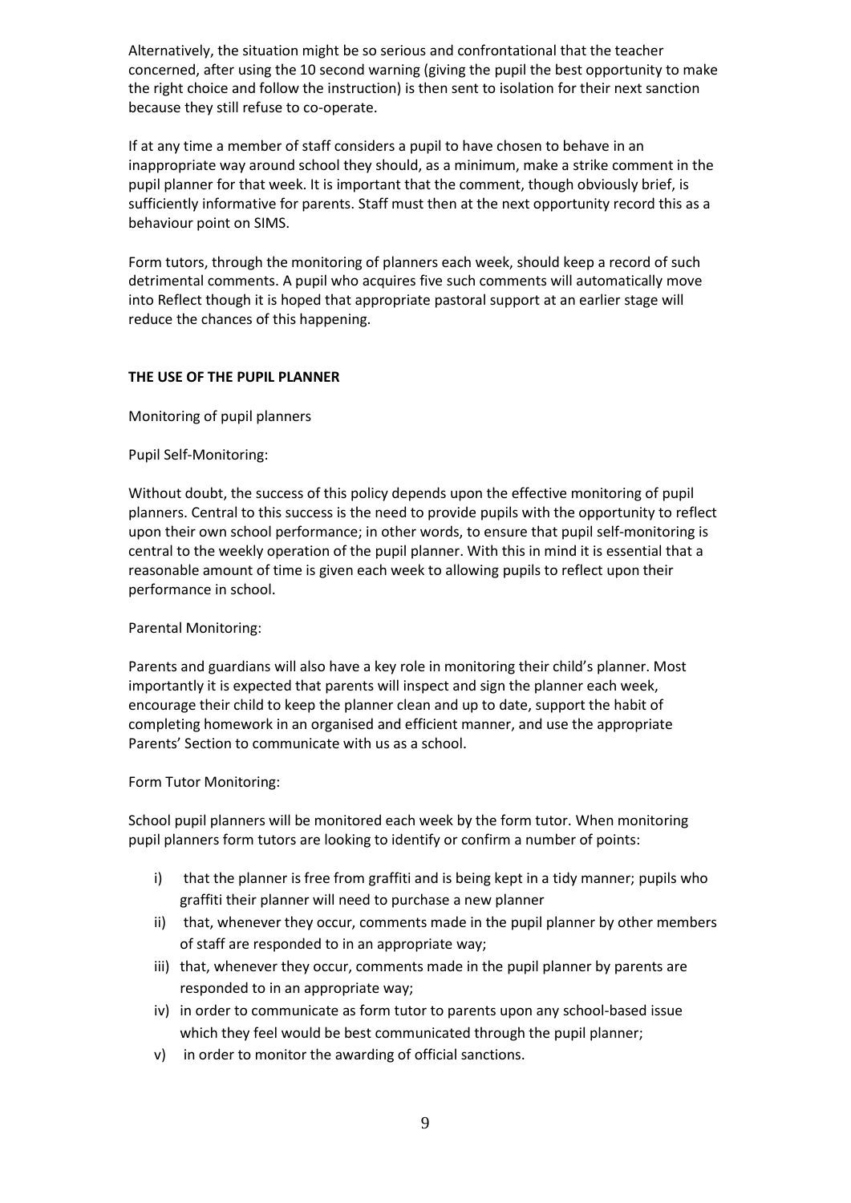Alternatively, the situation might be so serious and confrontational that the teacher concerned, after using the 10 second warning (giving the pupil the best opportunity to make the right choice and follow the instruction) is then sent to isolation for their next sanction because they still refuse to co-operate.

If at any time a member of staff considers a pupil to have chosen to behave in an inappropriate way around school they should, as a minimum, make a strike comment in the pupil planner for that week. It is important that the comment, though obviously brief, is sufficiently informative for parents. Staff must then at the next opportunity record this as a behaviour point on SIMS.

Form tutors, through the monitoring of planners each week, should keep a record of such detrimental comments. A pupil who acquires five such comments will automatically move into Reflect though it is hoped that appropriate pastoral support at an earlier stage will reduce the chances of this happening.

**THE USE OF THE PUPIL PLANNER**

Monitoring of pupil planners

Pupil Self-Monitoring:

Without doubt, the success of this policy depends upon the effective monitoring of pupil planners. Central to this success is the need to provide pupils with the opportunity to reflect upon their own school performance; in other words, to ensure that pupil self-monitoring is central to the weekly operation of the pupil planner. With this in mind it is essential that a reasonable amount of time is given each week to allowing pupils to reflect upon their performance in school.

Parental Monitoring:

Parents and guardians will also have a key role in monitoring their child's planner. Most importantly it is expected that parents will inspect and sign the planner each week, encourage their child to keep the planner clean and up to date, support the habit of completing homework in an organised and efficient manner, and use the appropriate Parents' Section to communicate with us as a school.

Form Tutor Monitoring:

School pupil planners will be monitored each week by the form tutor. When monitoring pupil planners form tutors are looking to identify or confirm a number of points:

i) that the planner is free from graffiti and is being kept in a tidy manner; pupils who graffiti their planner will need to purchase a new planner
ii) that, whenever they occur, comments made in the pupil planner by other members of staff are responded to in an appropriate way;
iii) that, whenever they occur, comments made in the pupil planner by parents are responded to in an appropriate way;
iv) in order to communicate as form tutor to parents upon any school-based issue which they feel would be best communicated through the pupil planner;
v) in order to monitor the awarding of official sanctions.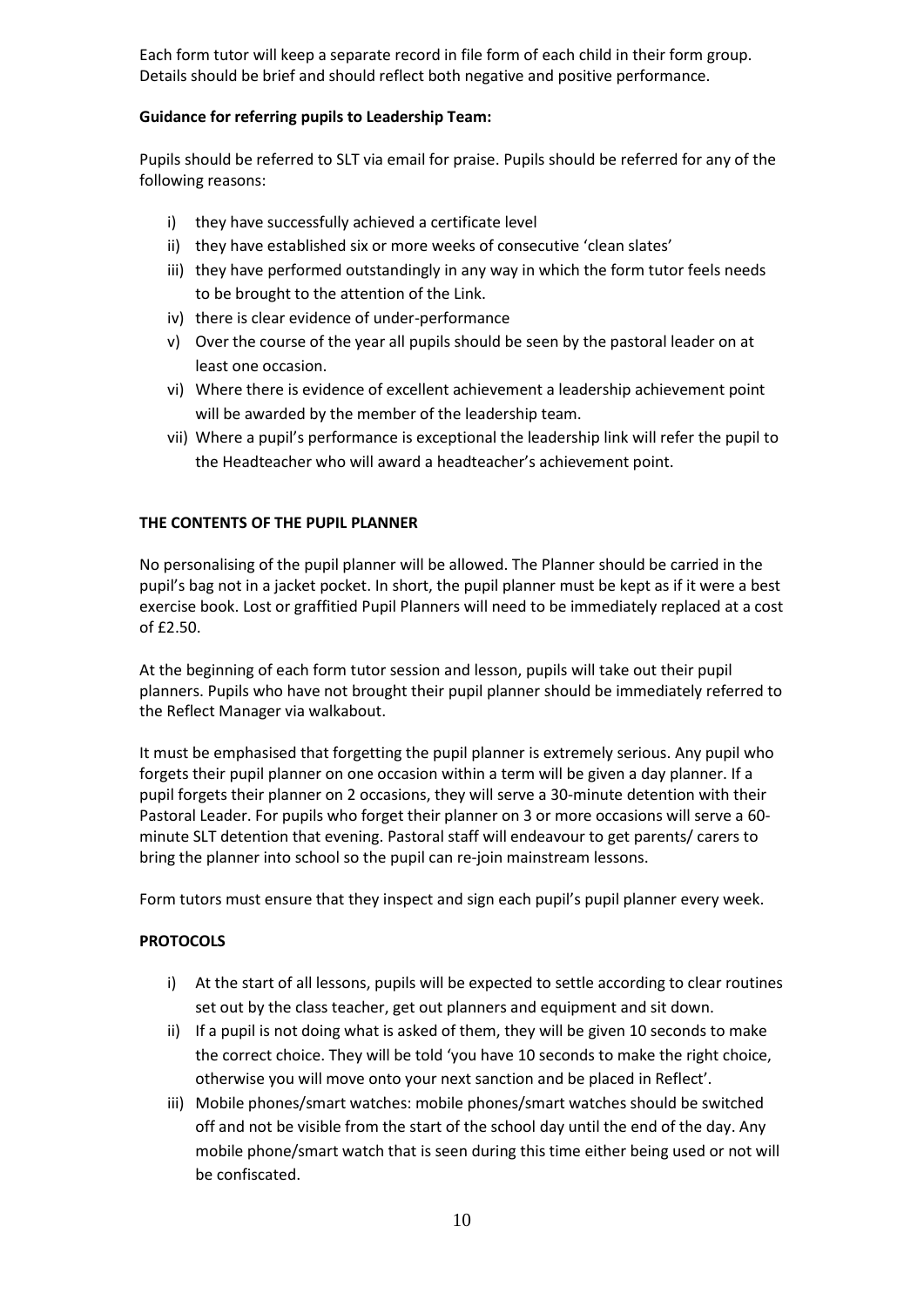Each form tutor will keep a separate record in file form of each child in their form group. Details should be brief and should reflect both negative and positive performance.

**Guidance for referring pupils to Leadership Team:**

Pupils should be referred to SLT via email for praise. Pupils should be referred for any of the following reasons:

i) they have successfully achieved a certificate level
ii) they have established six or more weeks of consecutive 'clean slates'
iii) they have performed outstandingly in any way in which the form tutor feels needs to be brought to the attention of the Link.
iv) there is clear evidence of under-performance
v) Over the course of the year all pupils should be seen by the pastoral leader on at least one occasion.
vi) Where there is evidence of excellent achievement a leadership achievement point will be awarded by the member of the leadership team.
vii) Where a pupil's performance is exceptional the leadership link will refer the pupil to the Headteacher who will award a headteacher's achievement point.

**THE CONTENTS OF THE PUPIL PLANNER**

No personalising of the pupil planner will be allowed. The Planner should be carried in the pupil's bag not in a jacket pocket. In short, the pupil planner must be kept as if it were a best exercise book. Lost or graffitied Pupil Planners will need to be immediately replaced at a cost of £2.50.

At the beginning of each form tutor session and lesson, pupils will take out their pupil planners. Pupils who have not brought their pupil planner should be immediately referred to the Reflect Manager via walkabout.

It must be emphasised that forgetting the pupil planner is extremely serious. Any pupil who forgets their pupil planner on one occasion within a term will be given a day planner. If a pupil forgets their planner on 2 occasions, they will serve a 30-minute detention with their Pastoral Leader. For pupils who forget their planner on 3 or more occasions will serve a 60-minute SLT detention that evening. Pastoral staff will endeavour to get parents/ carers to bring the planner into school so the pupil can re-join mainstream lessons.

Form tutors must ensure that they inspect and sign each pupil's pupil planner every week.

**PROTOCOLS**

i) At the start of all lessons, pupils will be expected to settle according to clear routines set out by the class teacher, get out planners and equipment and sit down.
ii) If a pupil is not doing what is asked of them, they will be given 10 seconds to make the correct choice. They will be told 'you have 10 seconds to make the right choice, otherwise you will move onto your next sanction and be placed in Reflect'.
iii) Mobile phones/smart watches: mobile phones/smart watches should be switched off and not be visible from the start of the school day until the end of the day. Any mobile phone/smart watch that is seen during this time either being used or not will be confiscated.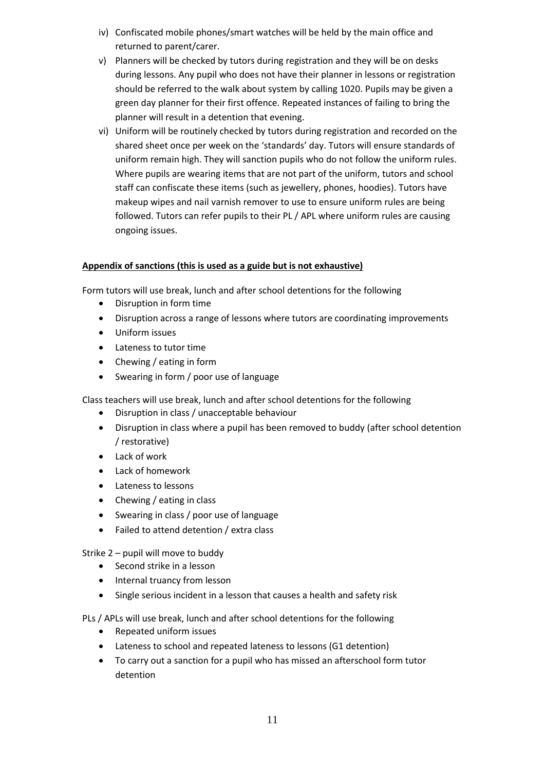iv) Confiscated mobile phones/smart watches will be held by the main office and returned to parent/carer.

v) Planners will be checked by tutors during registration and they will be on desks during lessons. Any pupil who does not have their planner in lessons or registration should be referred to the walk about system by calling 1020. Pupils may be given a green day planner for their first offence. Repeated instances of failing to bring the planner will result in a detention that evening.

vi) Uniform will be routinely checked by tutors during registration and recorded on the shared sheet once per week on the 'standards' day. Tutors will ensure standards of uniform remain high. They will sanction pupils who do not follow the uniform rules. Where pupils are wearing items that are not part of the uniform, tutors and school staff can confiscate these items (such as jewellery, phones, hoodies). Tutors have makeup wipes and nail varnish remover to use to ensure uniform rules are being followed. Tutors can refer pupils to their PL / APL where uniform rules are causing ongoing issues.

**Appendix of sanctions (this is used as a guide but is not exhaustive)**

Form tutors will use break, lunch and after school detentions for the following

- Disruption in form time
- Disruption across a range of lessons where tutors are coordinating improvements
- Uniform issues
- Lateness to tutor time
- Chewing / eating in form
- Swearing in form / poor use of language

Class teachers will use break, lunch and after school detentions for the following

- Disruption in class / unacceptable behaviour
- Disruption in class where a pupil has been removed to buddy (after school detention / restorative)
- Lack of work
- Lack of homework
- Lateness to lessons
- Chewing / eating in class
- Swearing in class / poor use of language
- Failed to attend detention / extra class

Strike 2 – pupil will move to buddy

- Second strike in a lesson
- Internal truancy from lesson
- Single serious incident in a lesson that causes a health and safety risk

PLs / APLs will use break, lunch and after school detentions for the following

- Repeated uniform issues
- Lateness to school and repeated lateness to lessons (G1 detention)
- To carry out a sanction for a pupil who has missed an afterschool form tutor detention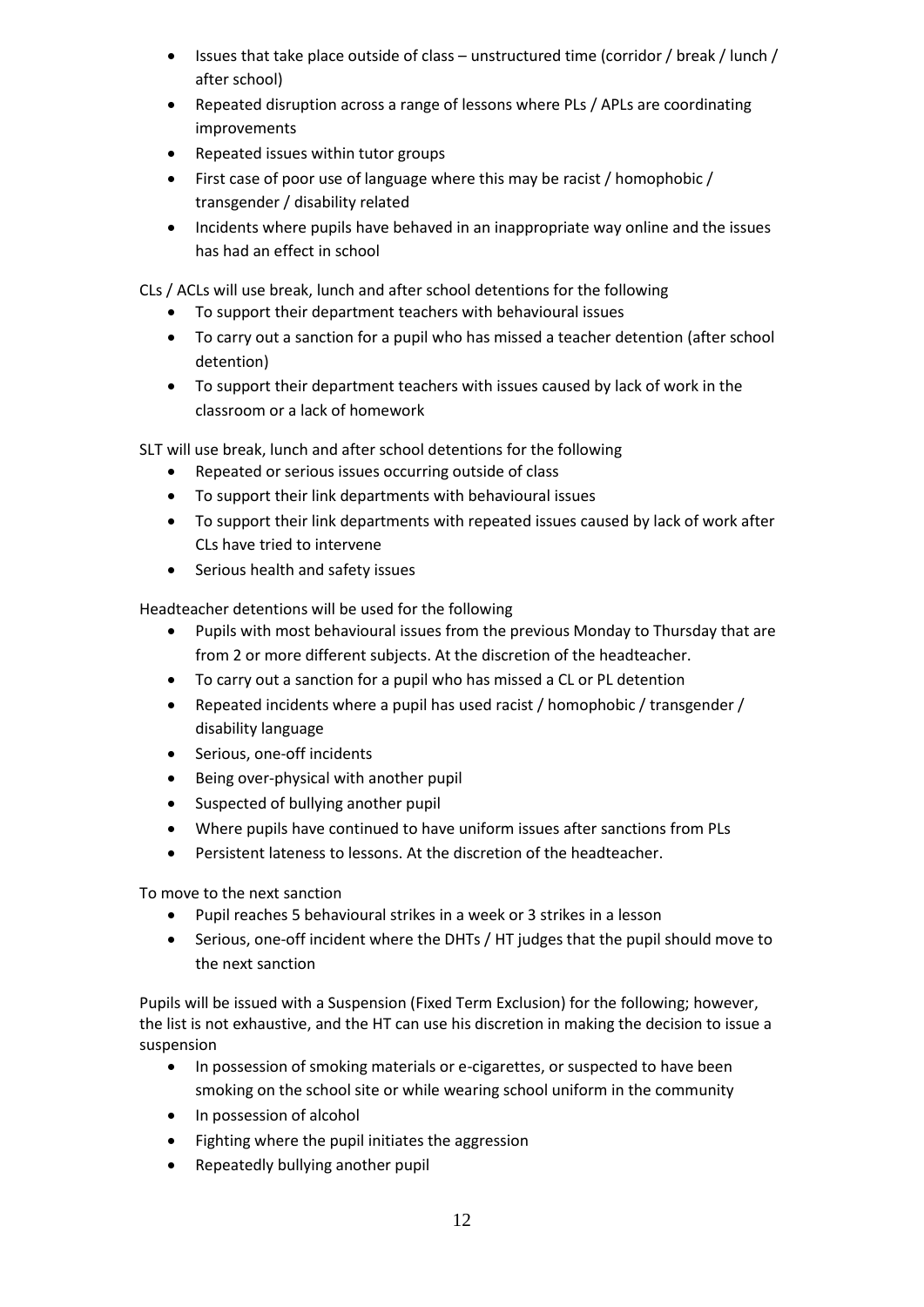- Issues that take place outside of class – unstructured time (corridor / break / lunch / after school)
- Repeated disruption across a range of lessons where PLs / APLs are coordinating improvements
- Repeated issues within tutor groups
- First case of poor use of language where this may be racist / homophobic / transgender / disability related
- Incidents where pupils have behaved in an inappropriate way online and the issues has had an effect in school

CLs / ACLs will use break, lunch and after school detentions for the following

- To support their department teachers with behavioural issues
- To carry out a sanction for a pupil who has missed a teacher detention (after school detention)
- To support their department teachers with issues caused by lack of work in the classroom or a lack of homework

SLT will use break, lunch and after school detentions for the following

- Repeated or serious issues occurring outside of class
- To support their link departments with behavioural issues
- To support their link departments with repeated issues caused by lack of work after CLs have tried to intervene
- Serious health and safety issues

Headteacher detentions will be used for the following

- Pupils with most behavioural issues from the previous Monday to Thursday that are from 2 or more different subjects. At the discretion of the headteacher.
- To carry out a sanction for a pupil who has missed a CL or PL detention
- Repeated incidents where a pupil has used racist / homophobic / transgender / disability language
- Serious, one-off incidents
- Being over-physical with another pupil
- Suspected of bullying another pupil
- Where pupils have continued to have uniform issues after sanctions from PLs
- Persistent lateness to lessons. At the discretion of the headteacher.

To move to the next sanction

- Pupil reaches 5 behavioural strikes in a week or 3 strikes in a lesson
- Serious, one-off incident where the DHTs / HT judges that the pupil should move to the next sanction

Pupils will be issued with a Suspension (Fixed Term Exclusion) for the following; however, the list is not exhaustive, and the HT can use his discretion in making the decision to issue a suspension

- In possession of smoking materials or e-cigarettes, or suspected to have been smoking on the school site or while wearing school uniform in the community
- In possession of alcohol
- Fighting where the pupil initiates the aggression
- Repeatedly bullying another pupil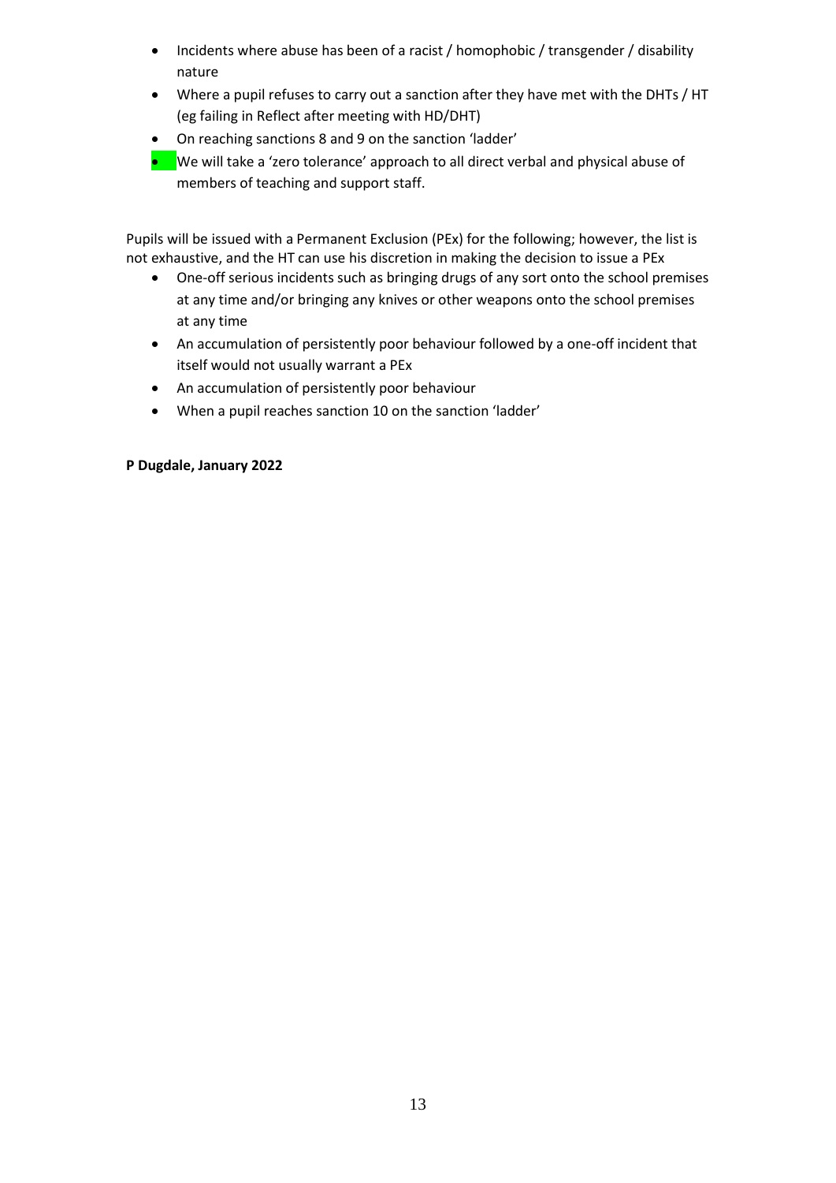- Incidents where abuse has been of a racist / homophobic / transgender / disability nature
- Where a pupil refuses to carry out a sanction after they have met with the DHTs / HT (eg failing in Reflect after meeting with HD/DHT)
- On reaching sanctions 8 and 9 on the sanction 'ladder'
- We will take a 'zero tolerance' approach to all direct verbal and physical abuse of members of teaching and support staff.

Pupils will be issued with a Permanent Exclusion (PEx) for the following; however, the list is not exhaustive, and the HT can use his discretion in making the decision to issue a PEx

- One-off serious incidents such as bringing drugs of any sort onto the school premises at any time and/or bringing any knives or other weapons onto the school premises at any time
- An accumulation of persistently poor behaviour followed by a one-off incident that itself would not usually warrant a PEx
- An accumulation of persistently poor behaviour
- When a pupil reaches sanction 10 on the sanction 'ladder'

**P Dugdale, January 2022**